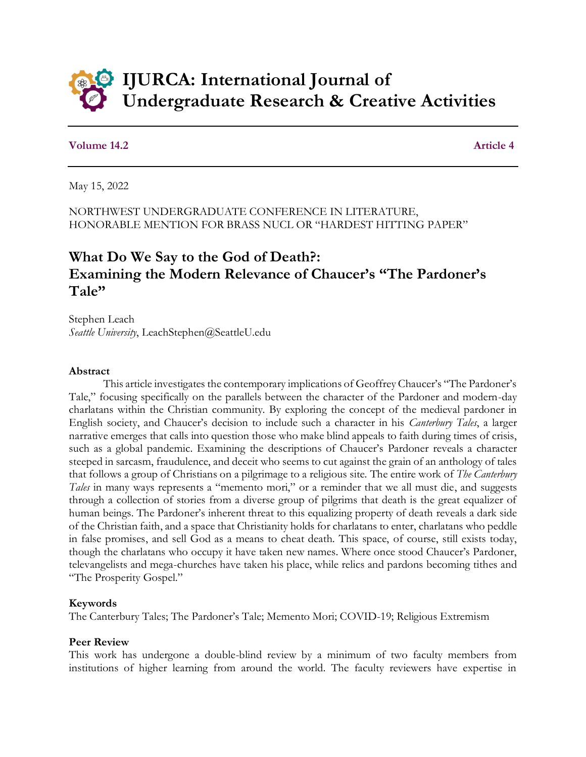# IJURCA: International Journal of Undergraduate Research & Creative Activities

**Volume 14.2** **Article 4**

May 15, 2022

NORTHWEST UNDERGRADUATE CONFERENCE IN LITERATURE,
HONORABLE MENTION FOR BRASS NUCL OR "HARDEST HITTING PAPER"

## What Do We Say to the God of Death?: Examining the Modern Relevance of Chaucer's "The Pardoner's Tale"

Stephen Leach
*Seattle University*, LeachStephen@SeattleU.edu

### Abstract

This article investigates the contemporary implications of Geoffrey Chaucer's "The Pardoner's Tale," focusing specifically on the parallels between the character of the Pardoner and modern-day charlatans within the Christian community. By exploring the concept of the medieval pardoner in English society, and Chaucer's decision to include such a character in his *Canterbury Tales*, a larger narrative emerges that calls into question those who make blind appeals to faith during times of crisis, such as a global pandemic. Examining the descriptions of Chaucer's Pardoner reveals a character steeped in sarcasm, fraudulence, and deceit who seems to cut against the grain of an anthology of tales that follows a group of Christians on a pilgrimage to a religious site. The entire work of *The Canterbury Tales* in many ways represents a "memento mori," or a reminder that we all must die, and suggests through a collection of stories from a diverse group of pilgrims that death is the great equalizer of human beings. The Pardoner's inherent threat to this equalizing property of death reveals a dark side of the Christian faith, and a space that Christianity holds for charlatans to enter, charlatans who peddle in false promises, and sell God as a means to cheat death. This space, of course, still exists today, though the charlatans who occupy it have taken new names. Where once stood Chaucer's Pardoner, televangelists and mega-churches have taken his place, while relics and pardons becoming tithes and "The Prosperity Gospel."

### Keywords

The Canterbury Tales; The Pardoner's Tale; Memento Mori; COVID-19; Religious Extremism

### Peer Review

This work has undergone a double-blind review by a minimum of two faculty members from institutions of higher learning from around the world. The faculty reviewers have expertise in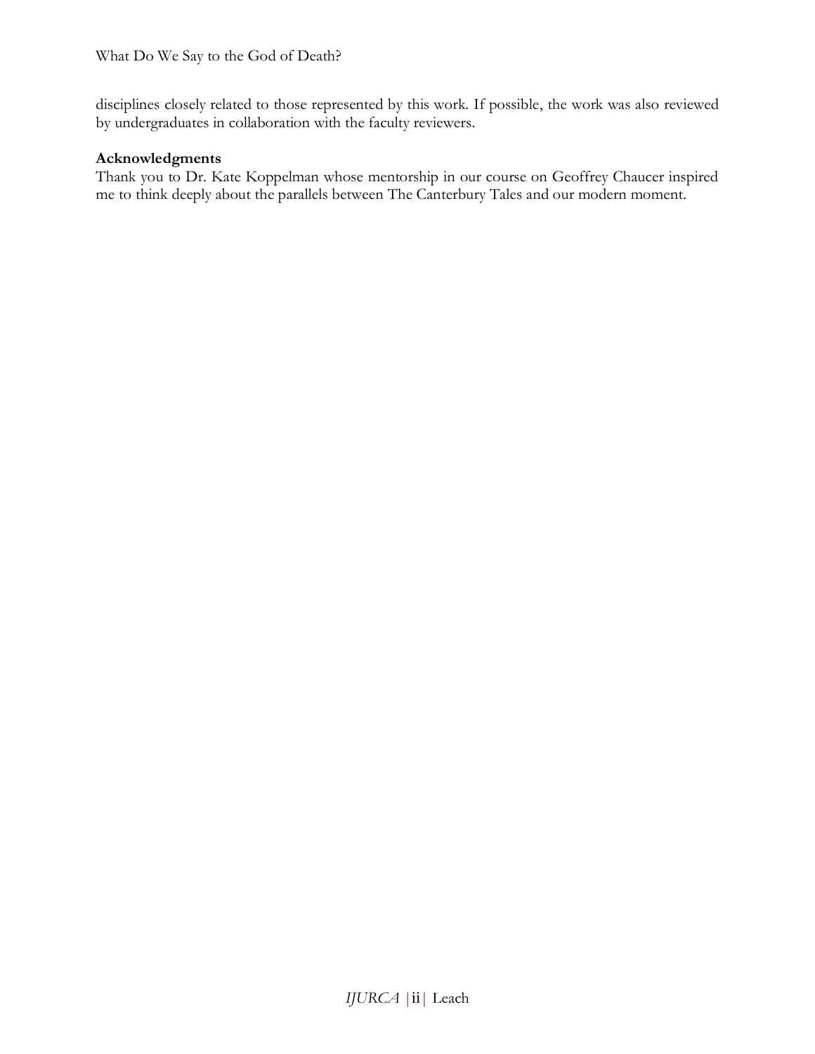disciplines closely related to those represented by this work. If possible, the work was also reviewed by undergraduates in collaboration with the faculty reviewers.

**Acknowledgments**

Thank you to Dr. Kate Koppelman whose mentorship in our course on Geoffrey Chaucer inspired me to think deeply about the parallels between The Canterbury Tales and our modern moment.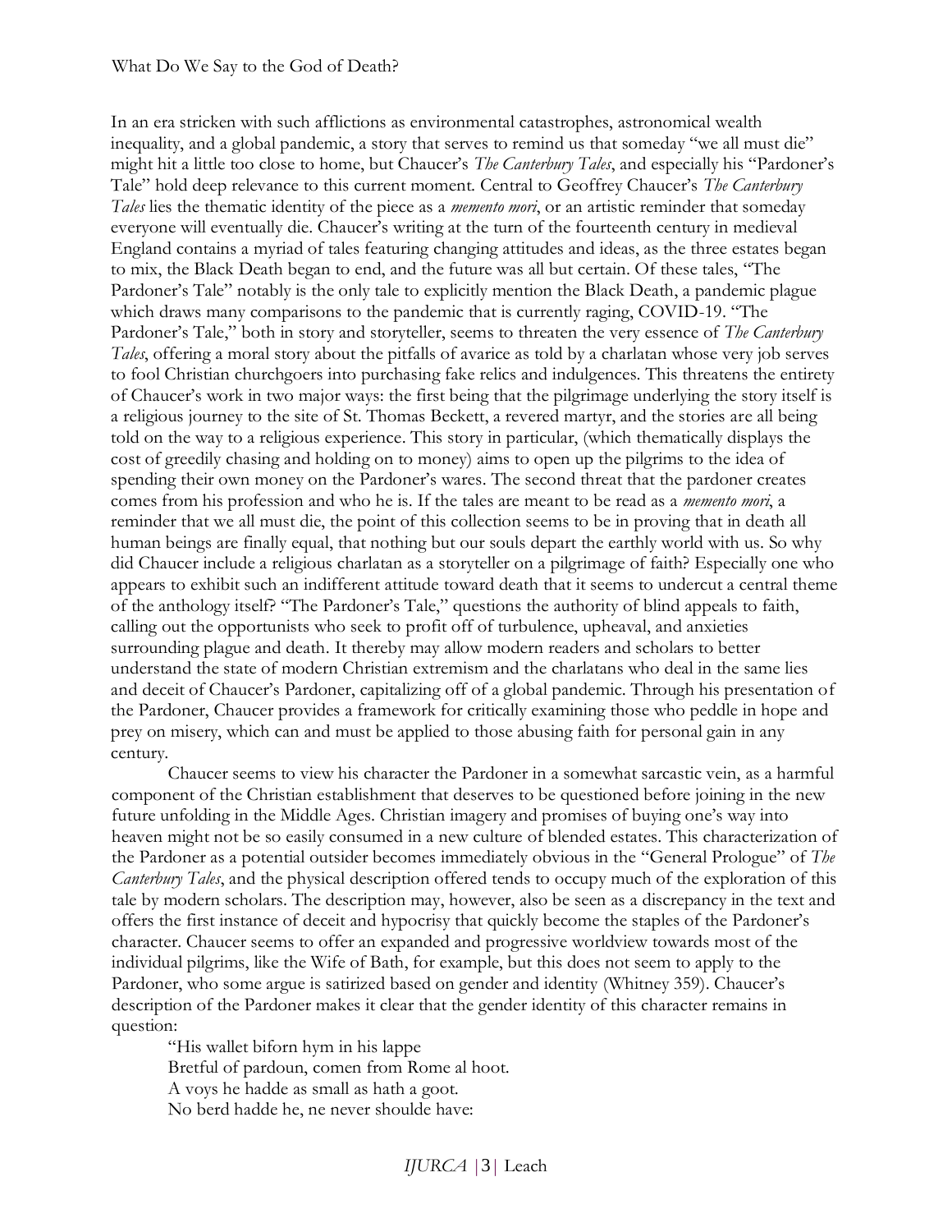What Do We Say to the God of Death?

In an era stricken with such afflictions as environmental catastrophes, astronomical wealth inequality, and a global pandemic, a story that serves to remind us that someday "we all must die" might hit a little too close to home, but Chaucer's *The Canterbury Tales*, and especially his "Pardoner's Tale" hold deep relevance to this current moment. Central to Geoffrey Chaucer's *The Canterbury Tales* lies the thematic identity of the piece as a *memento mori*, or an artistic reminder that someday everyone will eventually die. Chaucer's writing at the turn of the fourteenth century in medieval England contains a myriad of tales featuring changing attitudes and ideas, as the three estates began to mix, the Black Death began to end, and the future was all but certain. Of these tales, "The Pardoner's Tale" notably is the only tale to explicitly mention the Black Death, a pandemic plague which draws many comparisons to the pandemic that is currently raging, COVID-19. "The Pardoner's Tale," both in story and storyteller, seems to threaten the very essence of *The Canterbury Tales*, offering a moral story about the pitfalls of avarice as told by a charlatan whose very job serves to fool Christian churchgoers into purchasing fake relics and indulgences. This threatens the entirety of Chaucer's work in two major ways: the first being that the pilgrimage underlying the story itself is a religious journey to the site of St. Thomas Beckett, a revered martyr, and the stories are all being told on the way to a religious experience. This story in particular, (which thematically displays the cost of greedily chasing and holding on to money) aims to open up the pilgrims to the idea of spending their own money on the Pardoner's wares. The second threat that the pardoner creates comes from his profession and who he is. If the tales are meant to be read as a *memento mori*, a reminder that we all must die, the point of this collection seems to be in proving that in death all human beings are finally equal, that nothing but our souls depart the earthly world with us. So why did Chaucer include a religious charlatan as a storyteller on a pilgrimage of faith? Especially one who appears to exhibit such an indifferent attitude toward death that it seems to undercut a central theme of the anthology itself? "The Pardoner's Tale," questions the authority of blind appeals to faith, calling out the opportunists who seek to profit off of turbulence, upheaval, and anxieties surrounding plague and death. It thereby may allow modern readers and scholars to better understand the state of modern Christian extremism and the charlatans who deal in the same lies and deceit of Chaucer's Pardoner, capitalizing off of a global pandemic. Through his presentation of the Pardoner, Chaucer provides a framework for critically examining those who peddle in hope and prey on misery, which can and must be applied to those abusing faith for personal gain in any century.

Chaucer seems to view his character the Pardoner in a somewhat sarcastic vein, as a harmful component of the Christian establishment that deserves to be questioned before joining in the new future unfolding in the Middle Ages. Christian imagery and promises of buying one's way into heaven might not be so easily consumed in a new culture of blended estates. This characterization of the Pardoner as a potential outsider becomes immediately obvious in the "General Prologue" of *The Canterbury Tales*, and the physical description offered tends to occupy much of the exploration of this tale by modern scholars. The description may, however, also be seen as a discrepancy in the text and offers the first instance of deceit and hypocrisy that quickly become the staples of the Pardoner's character. Chaucer seems to offer an expanded and progressive worldview towards most of the individual pilgrims, like the Wife of Bath, for example, but this does not seem to apply to the Pardoner, who some argue is satirized based on gender and identity (Whitney 359). Chaucer's description of the Pardoner makes it clear that the gender identity of this character remains in question:

> "His wallet biforn hym in his lappe
> Bretful of pardoun, comen from Rome al hoot.
> A voys he hadde as small as hath a goot.
> No berd hadde he, ne never shoulde have: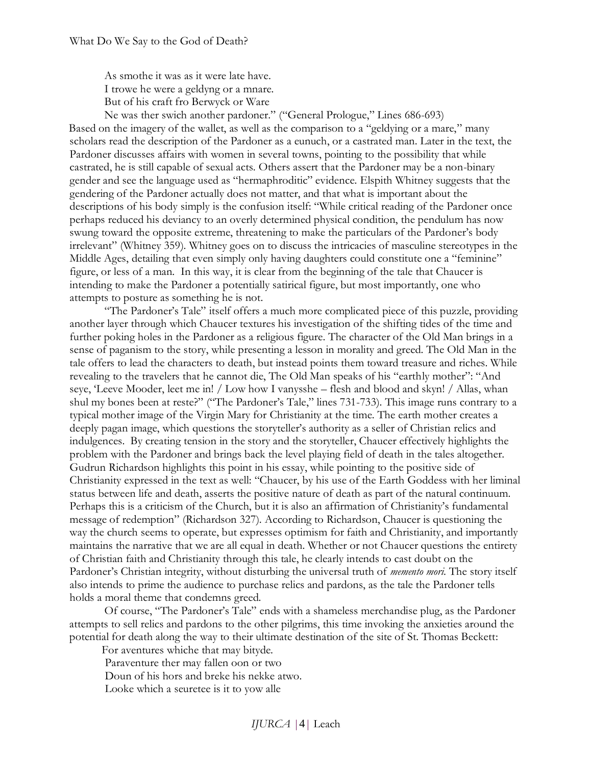As smothe it was as it were late have.
I trowe he were a geldyng or a mnare.
But of his craft fro Berwyck or Ware
Ne was ther swich another pardoner." ("General Prologue," Lines 686-693)

Based on the imagery of the wallet, as well as the comparison to a "geldying or a mare," many scholars read the description of the Pardoner as a eunuch, or a castrated man. Later in the text, the Pardoner discusses affairs with women in several towns, pointing to the possibility that while castrated, he is still capable of sexual acts. Others assert that the Pardoner may be a non-binary gender and see the language used as "hermaphroditic" evidence. Elspith Whitney suggests that the gendering of the Pardoner actually does not matter, and that what is important about the descriptions of his body simply is the confusion itself: "While critical reading of the Pardoner once perhaps reduced his deviancy to an overly determined physical condition, the pendulum has now swung toward the opposite extreme, threatening to make the particulars of the Pardoner's body irrelevant" (Whitney 359). Whitney goes on to discuss the intricacies of masculine stereotypes in the Middle Ages, detailing that even simply only having daughters could constitute one a "feminine" figure, or less of a man. In this way, it is clear from the beginning of the tale that Chaucer is intending to make the Pardoner a potentially satirical figure, but most importantly, one who attempts to posture as something he is not.

"The Pardoner's Tale" itself offers a much more complicated piece of this puzzle, providing another layer through which Chaucer textures his investigation of the shifting tides of the time and further poking holes in the Pardoner as a religious figure. The character of the Old Man brings in a sense of paganism to the story, while presenting a lesson in morality and greed. The Old Man in the tale offers to lead the characters to death, but instead points them toward treasure and riches. While revealing to the travelers that he cannot die, The Old Man speaks of his "earthly mother": "And seye, 'Leeve Mooder, leet me in! / Low how I vanysshe – flesh and blood and skyn! / Allas, whan shul my bones been at reste?" ("The Pardoner's Tale," lines 731-733). This image runs contrary to a typical mother image of the Virgin Mary for Christianity at the time. The earth mother creates a deeply pagan image, which questions the storyteller's authority as a seller of Christian relics and indulgences. By creating tension in the story and the storyteller, Chaucer effectively highlights the problem with the Pardoner and brings back the level playing field of death in the tales altogether. Gudrun Richardson highlights this point in his essay, while pointing to the positive side of Christianity expressed in the text as well: "Chaucer, by his use of the Earth Goddess with her liminal status between life and death, asserts the positive nature of death as part of the natural continuum. Perhaps this is a criticism of the Church, but it is also an affirmation of Christianity's fundamental message of redemption" (Richardson 327). According to Richardson, Chaucer is questioning the way the church seems to operate, but expresses optimism for faith and Christianity, and importantly maintains the narrative that we are all equal in death. Whether or not Chaucer questions the entirety of Christian faith and Christianity through this tale, he clearly intends to cast doubt on the Pardoner's Christian integrity, without disturbing the universal truth of *memento mori*. The story itself also intends to prime the audience to purchase relics and pardons, as the tale the Pardoner tells holds a moral theme that condemns greed.

Of course, "The Pardoner's Tale" ends with a shameless merchandise plug, as the Pardoner attempts to sell relics and pardons to the other pilgrims, this time invoking the anxieties around the potential for death along the way to their ultimate destination of the site of St. Thomas Beckett:

For aventures whiche that may bityde.
Paraventure ther may fallen oon or two
Doun of his hors and breke his nekke atwo.
Looke which a seuretee is it to yow alle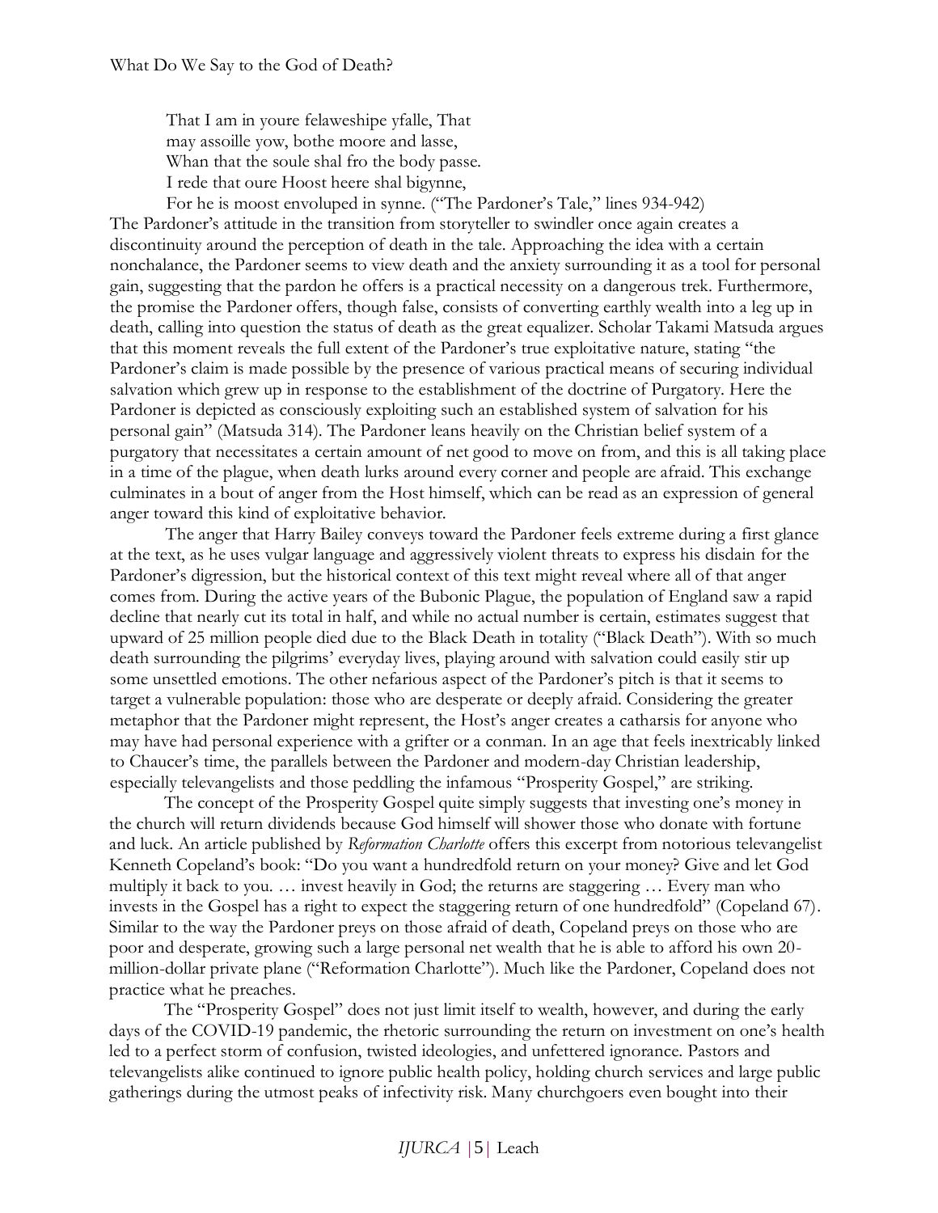That I am in youre felaweshipe yfalle, That
may assoille yow, bothe moore and lasse,
Whan that the soule shal fro the body passe.
I rede that oure Hoost heere shal bigynne,
For he is moost envoluped in synne. ("The Pardoner's Tale," lines 934-942)

The Pardoner's attitude in the transition from storyteller to swindler once again creates a discontinuity around the perception of death in the tale. Approaching the idea with a certain nonchalance, the Pardoner seems to view death and the anxiety surrounding it as a tool for personal gain, suggesting that the pardon he offers is a practical necessity on a dangerous trek. Furthermore, the promise the Pardoner offers, though false, consists of converting earthly wealth into a leg up in death, calling into question the status of death as the great equalizer. Scholar Takami Matsuda argues that this moment reveals the full extent of the Pardoner's true exploitative nature, stating "the Pardoner's claim is made possible by the presence of various practical means of securing individual salvation which grew up in response to the establishment of the doctrine of Purgatory. Here the Pardoner is depicted as consciously exploiting such an established system of salvation for his personal gain" (Matsuda 314). The Pardoner leans heavily on the Christian belief system of a purgatory that necessitates a certain amount of net good to move on from, and this is all taking place in a time of the plague, when death lurks around every corner and people are afraid. This exchange culminates in a bout of anger from the Host himself, which can be read as an expression of general anger toward this kind of exploitative behavior.

The anger that Harry Bailey conveys toward the Pardoner feels extreme during a first glance at the text, as he uses vulgar language and aggressively violent threats to express his disdain for the Pardoner's digression, but the historical context of this text might reveal where all of that anger comes from. During the active years of the Bubonic Plague, the population of England saw a rapid decline that nearly cut its total in half, and while no actual number is certain, estimates suggest that upward of 25 million people died due to the Black Death in totality ("Black Death"). With so much death surrounding the pilgrims' everyday lives, playing around with salvation could easily stir up some unsettled emotions. The other nefarious aspect of the Pardoner's pitch is that it seems to target a vulnerable population: those who are desperate or deeply afraid. Considering the greater metaphor that the Pardoner might represent, the Host's anger creates a catharsis for anyone who may have had personal experience with a grifter or a conman. In an age that feels inextricably linked to Chaucer's time, the parallels between the Pardoner and modern-day Christian leadership, especially televangelists and those peddling the infamous "Prosperity Gospel," are striking.

The concept of the Prosperity Gospel quite simply suggests that investing one's money in the church will return dividends because God himself will shower those who donate with fortune and luck. An article published by *Reformation Charlotte* offers this excerpt from notorious televangelist Kenneth Copeland's book: "Do you want a hundredfold return on your money? Give and let God multiply it back to you. … invest heavily in God; the returns are staggering … Every man who invests in the Gospel has a right to expect the staggering return of one hundredfold" (Copeland 67). Similar to the way the Pardoner preys on those afraid of death, Copeland preys on those who are poor and desperate, growing such a large personal net wealth that he is able to afford his own 20-million-dollar private plane ("Reformation Charlotte"). Much like the Pardoner, Copeland does not practice what he preaches.

The "Prosperity Gospel" does not just limit itself to wealth, however, and during the early days of the COVID-19 pandemic, the rhetoric surrounding the return on investment on one's health led to a perfect storm of confusion, twisted ideologies, and unfettered ignorance. Pastors and televangelists alike continued to ignore public health policy, holding church services and large public gatherings during the utmost peaks of infectivity risk. Many churchgoers even bought into their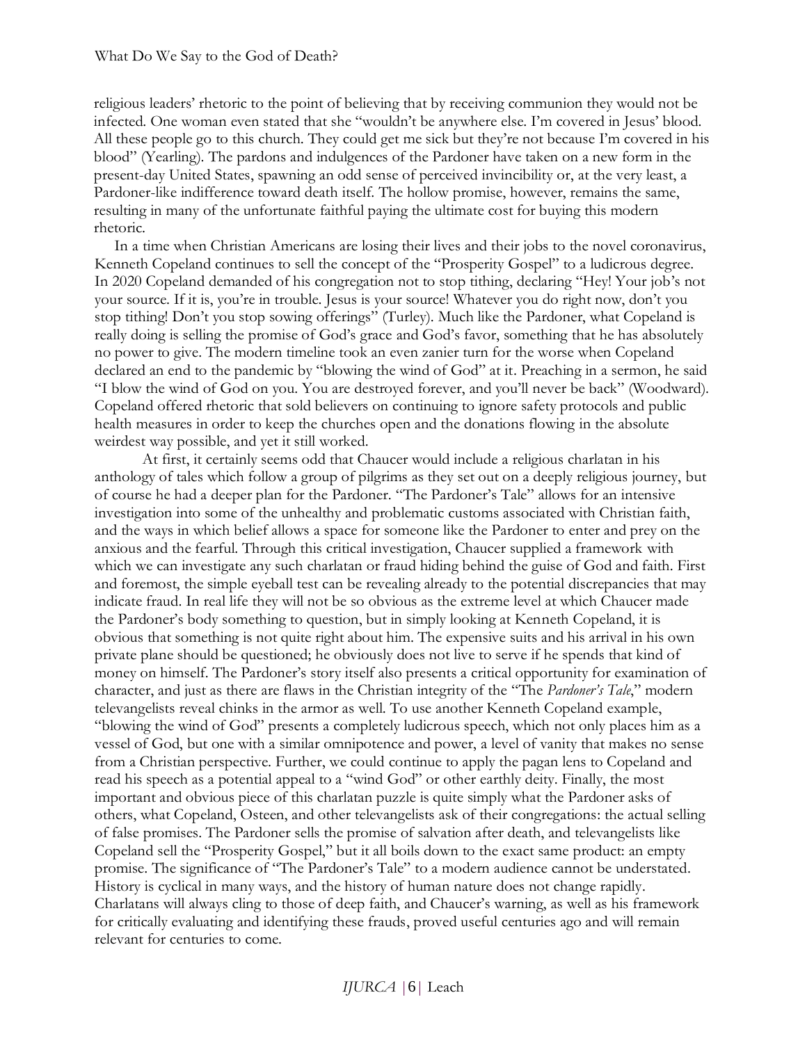religious leaders' rhetoric to the point of believing that by receiving communion they would not be infected. One woman even stated that she "wouldn't be anywhere else. I'm covered in Jesus' blood. All these people go to this church. They could get me sick but they're not because I'm covered in his blood" (Yearling). The pardons and indulgences of the Pardoner have taken on a new form in the present-day United States, spawning an odd sense of perceived invincibility or, at the very least, a Pardoner-like indifference toward death itself. The hollow promise, however, remains the same, resulting in many of the unfortunate faithful paying the ultimate cost for buying this modern rhetoric.

In a time when Christian Americans are losing their lives and their jobs to the novel coronavirus, Kenneth Copeland continues to sell the concept of the "Prosperity Gospel" to a ludicrous degree. In 2020 Copeland demanded of his congregation not to stop tithing, declaring "Hey! Your job's not your source. If it is, you're in trouble. Jesus is your source! Whatever you do right now, don't you stop tithing! Don't you stop sowing offerings" (Turley). Much like the Pardoner, what Copeland is really doing is selling the promise of God's grace and God's favor, something that he has absolutely no power to give. The modern timeline took an even zanier turn for the worse when Copeland declared an end to the pandemic by "blowing the wind of God" at it. Preaching in a sermon, he said "I blow the wind of God on you. You are destroyed forever, and you'll never be back" (Woodward). Copeland offered rhetoric that sold believers on continuing to ignore safety protocols and public health measures in order to keep the churches open and the donations flowing in the absolute weirdest way possible, and yet it still worked.

At first, it certainly seems odd that Chaucer would include a religious charlatan in his anthology of tales which follow a group of pilgrims as they set out on a deeply religious journey, but of course he had a deeper plan for the Pardoner. "The Pardoner's Tale" allows for an intensive investigation into some of the unhealthy and problematic customs associated with Christian faith, and the ways in which belief allows a space for someone like the Pardoner to enter and prey on the anxious and the fearful. Through this critical investigation, Chaucer supplied a framework with which we can investigate any such charlatan or fraud hiding behind the guise of God and faith. First and foremost, the simple eyeball test can be revealing already to the potential discrepancies that may indicate fraud. In real life they will not be so obvious as the extreme level at which Chaucer made the Pardoner's body something to question, but in simply looking at Kenneth Copeland, it is obvious that something is not quite right about him. The expensive suits and his arrival in his own private plane should be questioned; he obviously does not live to serve if he spends that kind of money on himself. The Pardoner's story itself also presents a critical opportunity for examination of character, and just as there are flaws in the Christian integrity of the "The *Pardoner's Tale*," modern televangelists reveal chinks in the armor as well. To use another Kenneth Copeland example, "blowing the wind of God" presents a completely ludicrous speech, which not only places him as a vessel of God, but one with a similar omnipotence and power, a level of vanity that makes no sense from a Christian perspective. Further, we could continue to apply the pagan lens to Copeland and read his speech as a potential appeal to a "wind God" or other earthly deity. Finally, the most important and obvious piece of this charlatan puzzle is quite simply what the Pardoner asks of others, what Copeland, Osteen, and other televangelists ask of their congregations: the actual selling of false promises. The Pardoner sells the promise of salvation after death, and televangelists like Copeland sell the "Prosperity Gospel," but it all boils down to the exact same product: an empty promise. The significance of "The Pardoner's Tale" to a modern audience cannot be understated. History is cyclical in many ways, and the history of human nature does not change rapidly. Charlatans will always cling to those of deep faith, and Chaucer's warning, as well as his framework for critically evaluating and identifying these frauds, proved useful centuries ago and will remain relevant for centuries to come.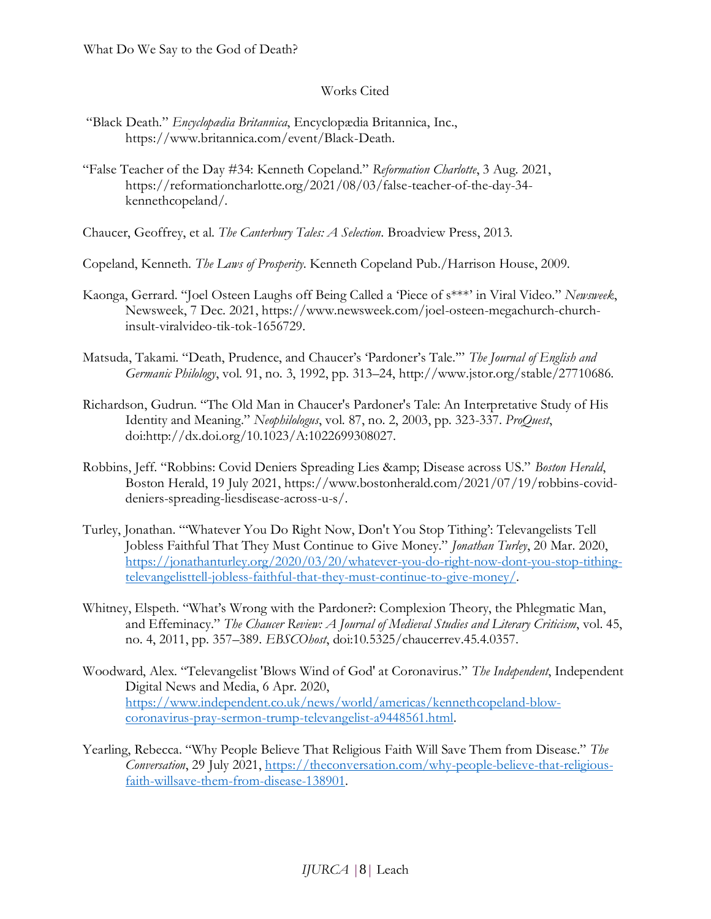## Works Cited

"Black Death." *Encyclopædia Britannica*, Encyclopædia Britannica, Inc., https://www.britannica.com/event/Black-Death.

"False Teacher of the Day #34: Kenneth Copeland." *Reformation Charlotte*, 3 Aug. 2021, https://reformationcharlotte.org/2021/08/03/false-teacher-of-the-day-34-kennethcopeland/.

Chaucer, Geoffrey, et al. *The Canterbury Tales: A Selection*. Broadview Press, 2013.

Copeland, Kenneth. *The Laws of Prosperity*. Kenneth Copeland Pub./Harrison House, 2009.

Kaonga, Gerrard. "Joel Osteen Laughs off Being Called a 'Piece of s***' in Viral Video." *Newsweek*, Newsweek, 7 Dec. 2021, https://www.newsweek.com/joel-osteen-megachurch-church-insult-viralvideo-tik-tok-1656729.

Matsuda, Takami. "Death, Prudence, and Chaucer's 'Pardoner's Tale.'" *The Journal of English and Germanic Philology*, vol. 91, no. 3, 1992, pp. 313–24, http://www.jstor.org/stable/27710686.

Richardson, Gudrun. "The Old Man in Chaucer's Pardoner's Tale: An Interpretative Study of His Identity and Meaning." *Neophilologus*, vol. 87, no. 2, 2003, pp. 323-337. *ProQuest*, doi:http://dx.doi.org/10.1023/A:1022699308027.

Robbins, Jeff. "Robbins: Covid Deniers Spreading Lies &amp; Disease across US." *Boston Herald*, Boston Herald, 19 July 2021, https://www.bostonherald.com/2021/07/19/robbins-covid-deniers-spreading-liesdisease-across-u-s/.

Turley, Jonathan. "'Whatever You Do Right Now, Don't You Stop Tithing': Televangelists Tell Jobless Faithful That They Must Continue to Give Money." *Jonathan Turley*, 20 Mar. 2020, [https://jonathanturley.org/2020/03/20/whatever-you-do-right-now-dont-you-stop-tithing-televangelisttell-jobless-faithful-that-they-must-continue-to-give-money/](https://jonathanturley.org/2020/03/20/whatever-you-do-right-now-dont-you-stop-tithing-televangelisttell-jobless-faithful-that-they-must-continue-to-give-money/).

Whitney, Elspeth. "What's Wrong with the Pardoner?: Complexion Theory, the Phlegmatic Man, and Effeminacy." *The Chaucer Review: A Journal of Medieval Studies and Literary Criticism*, vol. 45, no. 4, 2011, pp. 357–389. *EBSCOhost*, doi:10.5325/chaucerrev.45.4.0357.

Woodward, Alex. "Televangelist 'Blows Wind of God' at Coronavirus." *The Independent*, Independent Digital News and Media, 6 Apr. 2020, [https://www.independent.co.uk/news/world/americas/kennethcopeland-blow-coronavirus-pray-sermon-trump-televangelist-a9448561.html](https://www.independent.co.uk/news/world/americas/kennethcopeland-blow-coronavirus-pray-sermon-trump-televangelist-a9448561.html).

Yearling, Rebecca. "Why People Believe That Religious Faith Will Save Them from Disease." *The Conversation*, 29 July 2021, [https://theconversation.com/why-people-believe-that-religious-faith-willsave-them-from-disease-138901](https://theconversation.com/why-people-believe-that-religious-faith-willsave-them-from-disease-138901).